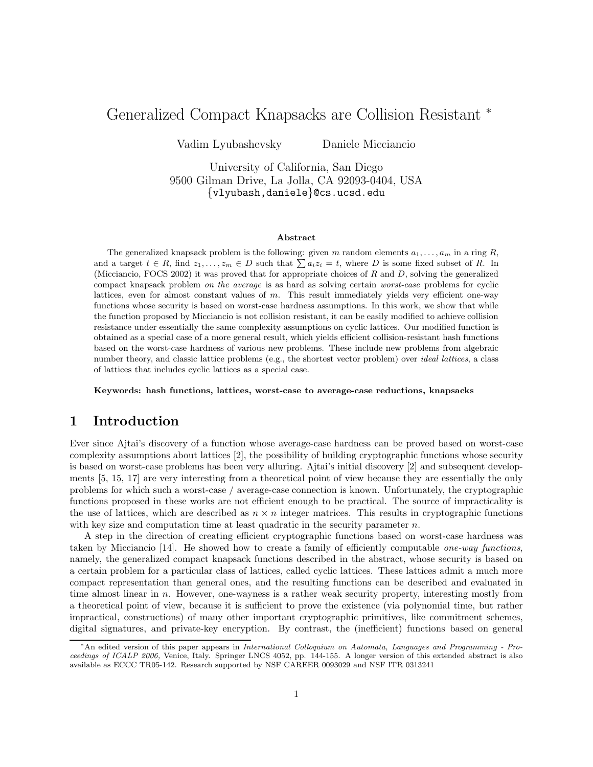# Generalized Compact Knapsacks are Collision Resistant *

Vadim Lyubashevsky　　　Daniele Micciancio

University of California, San Diego
9500 Gilman Drive, La Jolla, CA 92093-0404, USA
{vlyubash,daniele}@cs.ucsd.edu

### Abstract

The generalized knapsack problem is the following: given $m$ random elements $a_1, \ldots, a_m$ in a ring $R$, and a target $t \in R$, find $z_1, \ldots, z_m \in D$ such that $\sum a_i z_i = t$, where $D$ is some fixed subset of $R$. In (Micciancio, FOCS 2002) it was proved that for appropriate choices of $R$ and $D$, solving the generalized compact knapsack problem *on the average* is as hard as solving certain *worst-case* problems for cyclic lattices, even for almost constant values of $m$. This result immediately yields very efficient one-way functions whose security is based on worst-case hardness assumptions. In this work, we show that while the function proposed by Micciancio is not collision resistant, it can be easily modified to achieve collision resistance under essentially the same complexity assumptions on cyclic lattices. Our modified function is obtained as a special case of a more general result, which yields efficient collision-resistant hash functions based on the worst-case hardness of various new problems. These include new problems from algebraic number theory, and classic lattice problems (e.g., the shortest vector problem) over *ideal lattices*, a class of lattices that includes cyclic lattices as a special case.

**Keywords: hash functions, lattices, worst-case to average-case reductions, knapsacks**

## 1 Introduction

Ever since Ajtai's discovery of a function whose average-case hardness can be proved based on worst-case complexity assumptions about lattices [2], the possibility of building cryptographic functions whose security is based on worst-case problems has been very alluring. Ajtai's initial discovery [2] and subsequent developments [5, 15, 17] are very interesting from a theoretical point of view because they are essentially the only problems for which such a worst-case / average-case connection is known. Unfortunately, the cryptographic functions proposed in these works are not efficient enough to be practical. The source of impracticality is the use of lattices, which are described as $n \times n$ integer matrices. This results in cryptographic functions with key size and computation time at least quadratic in the security parameter $n$.

A step in the direction of creating efficient cryptographic functions based on worst-case hardness was taken by Micciancio [14]. He showed how to create a family of efficiently computable *one-way functions*, namely, the generalized compact knapsack functions described in the abstract, whose security is based on a certain problem for a particular class of lattices, called cyclic lattices. These lattices admit a much more compact representation than general ones, and the resulting functions can be described and evaluated in time almost linear in $n$. However, one-wayness is a rather weak security property, interesting mostly from a theoretical point of view, because it is sufficient to prove the existence (via polynomial time, but rather impractical, constructions) of many other important cryptographic primitives, like commitment schemes, digital signatures, and private-key encryption. By contrast, the (inefficient) functions based on general

*An edited version of this paper appears in *International Colloquium on Automata, Languages and Programming - Proceedings of ICALP 2006,* Venice, Italy. Springer LNCS 4052, pp. 144-155. A longer version of this extended abstract is also available as ECCC TR05-142. Research supported by NSF CAREER 0093029 and NSF ITR 0313241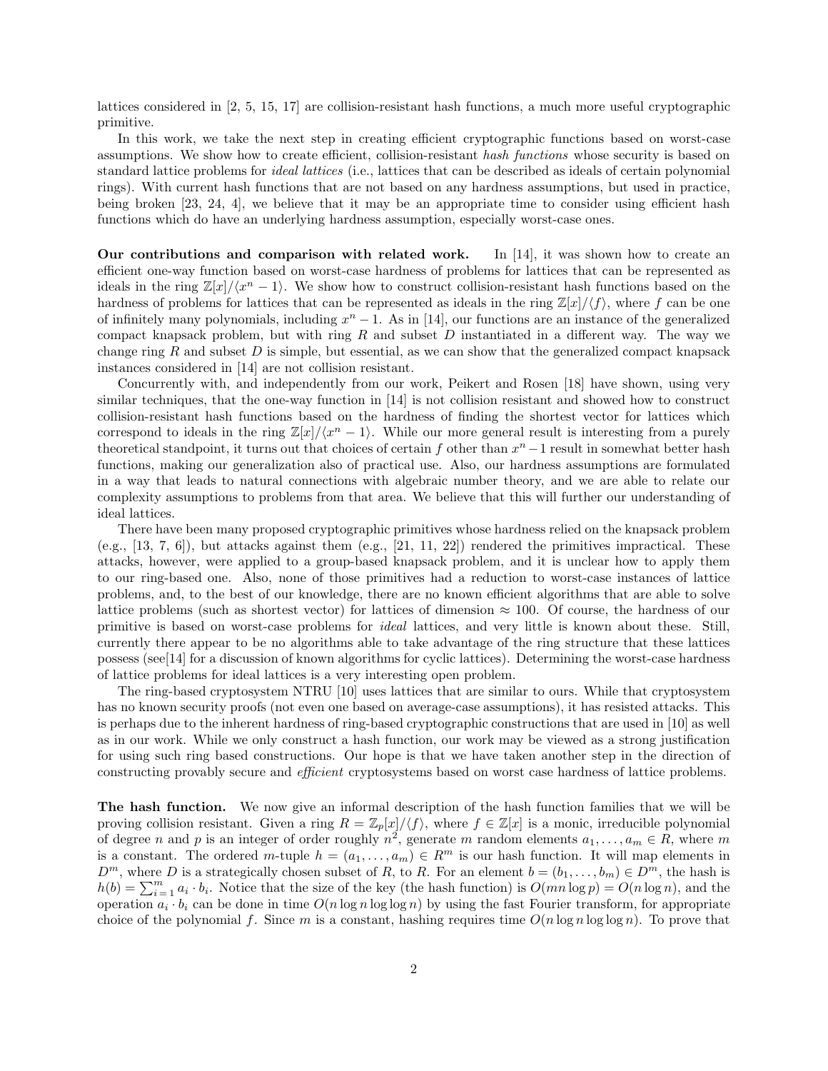lattices considered in [2, 5, 15, 17] are collision-resistant hash functions, a much more useful cryptographic primitive.

In this work, we take the next step in creating efficient cryptographic functions based on worst-case assumptions. We show how to create efficient, collision-resistant *hash functions* whose security is based on standard lattice problems for *ideal lattices* (i.e., lattices that can be described as ideals of certain polynomial rings). With current hash functions that are not based on any hardness assumptions, but used in practice, being broken [23, 24, 4], we believe that it may be an appropriate time to consider using efficient hash functions which do have an underlying hardness assumption, especially worst-case ones.

**Our contributions and comparison with related work.** In [14], it was shown how to create an efficient one-way function based on worst-case hardness of problems for lattices that can be represented as ideals in the ring $\mathbb{Z}[x]/\langle x^n - 1\rangle$. We show how to construct collision-resistant hash functions based on the hardness of problems for lattices that can be represented as ideals in the ring $\mathbb{Z}[x]/\langle f\rangle$, where $f$ can be one of infinitely many polynomials, including $x^n - 1$. As in [14], our functions are an instance of the generalized compact knapsack problem, but with ring $R$ and subset $D$ instantiated in a different way. The way we change ring $R$ and subset $D$ is simple, but essential, as we can show that the generalized compact knapsack instances considered in [14] are not collision resistant.

Concurrently with, and independently from our work, Peikert and Rosen [18] have shown, using very similar techniques, that the one-way function in [14] is not collision resistant and showed how to construct collision-resistant hash functions based on the hardness of finding the shortest vector for lattices which correspond to ideals in the ring $\mathbb{Z}[x]/\langle x^n - 1\rangle$. While our more general result is interesting from a purely theoretical standpoint, it turns out that choices of certain $f$ other than $x^n - 1$ result in somewhat better hash functions, making our generalization also of practical use. Also, our hardness assumptions are formulated in a way that leads to natural connections with algebraic number theory, and we are able to relate our complexity assumptions to problems from that area. We believe that this will further our understanding of ideal lattices.

There have been many proposed cryptographic primitives whose hardness relied on the knapsack problem (e.g., [13, 7, 6]), but attacks against them (e.g., [21, 11, 22]) rendered the primitives impractical. These attacks, however, were applied to a group-based knapsack problem, and it is unclear how to apply them to our ring-based one. Also, none of those primitives had a reduction to worst-case instances of lattice problems, and, to the best of our knowledge, there are no known efficient algorithms that are able to solve lattice problems (such as shortest vector) for lattices of dimension $\approx 100$. Of course, the hardness of our primitive is based on worst-case problems for *ideal* lattices, and very little is known about these. Still, currently there appear to be no algorithms able to take advantage of the ring structure that these lattices possess (see[14] for a discussion of known algorithms for cyclic lattices). Determining the worst-case hardness of lattice problems for ideal lattices is a very interesting open problem.

The ring-based cryptosystem NTRU [10] uses lattices that are similar to ours. While that cryptosystem has no known security proofs (not even one based on average-case assumptions), it has resisted attacks. This is perhaps due to the inherent hardness of ring-based cryptographic constructions that are used in [10] as well as in our work. While we only construct a hash function, our work may be viewed as a strong justification for using such ring based constructions. Our hope is that we have taken another step in the direction of constructing provably secure and *efficient* cryptosystems based on worst case hardness of lattice problems.

**The hash function.** We now give an informal description of the hash function families that we will be proving collision resistant. Given a ring $R = \mathbb{Z}_p[x]/\langle f\rangle$, where $f \in \mathbb{Z}[x]$ is a monic, irreducible polynomial of degree $n$ and $p$ is an integer of order roughly $n^2$, generate $m$ random elements $a_1, \ldots, a_m \in R$, where $m$ is a constant. The ordered $m$-tuple $h = (a_1, \ldots, a_m) \in R^m$ is our hash function. It will map elements in $D^m$, where $D$ is a strategically chosen subset of $R$, to $R$. For an element $b = (b_1, \ldots, b_m) \in D^m$, the hash is $h(b) = \sum_{i=1}^{m} a_i \cdot b_i$. Notice that the size of the key (the hash function) is $O(mn \log p) = O(n \log n)$, and the operation $a_i \cdot b_i$ can be done in time $O(n \log n \log \log n)$ by using the fast Fourier transform, for appropriate choice of the polynomial $f$. Since $m$ is a constant, hashing requires time $O(n \log n \log \log n)$. To prove that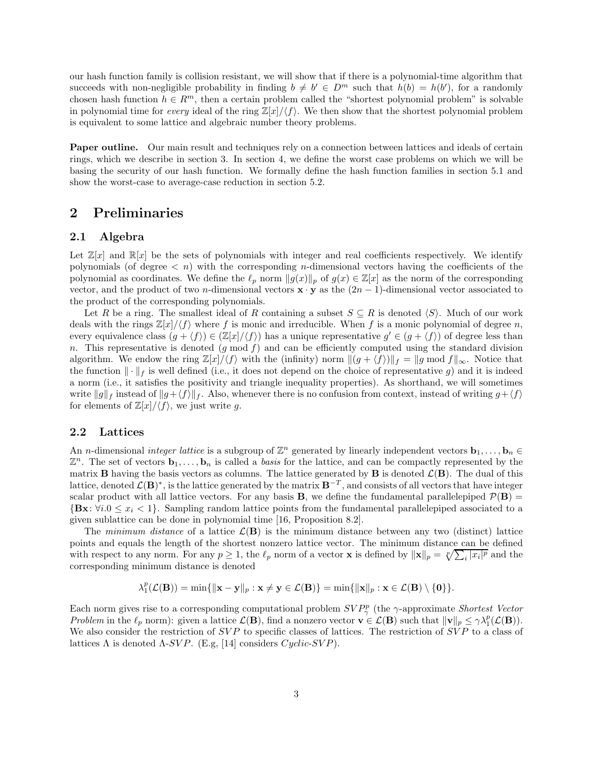our hash function family is collision resistant, we will show that if there is a polynomial-time algorithm that succeeds with non-negligible probability in finding $b \neq b' \in D^m$ such that $h(b) = h(b')$, for a randomly chosen hash function $h \in R^m$, then a certain problem called the "shortest polynomial problem" is solvable in polynomial time for *every* ideal of the ring $\mathbb{Z}[x]/\langle f \rangle$. We then show that the shortest polynomial problem is equivalent to some lattice and algebraic number theory problems.

**Paper outline.** Our main result and techniques rely on a connection between lattices and ideals of certain rings, which we describe in section 3. In section 4, we define the worst case problems on which we will be basing the security of our hash function. We formally define the hash function families in section 5.1 and show the worst-case to average-case reduction in section 5.2.

# 2 Preliminaries

## 2.1 Algebra

Let $\mathbb{Z}[x]$ and $\mathbb{R}[x]$ be the sets of polynomials with integer and real coefficients respectively. We identify polynomials (of degree $< n$) with the corresponding $n$-dimensional vectors having the coefficients of the polynomial as coordinates. We define the $\ell_p$ norm $\|g(x)\|_p$ of $g(x) \in \mathbb{Z}[x]$ as the norm of the corresponding vector, and the product of two $n$-dimensional vectors $\mathbf{x} \cdot \mathbf{y}$ as the $(2n-1)$-dimensional vector associated to the product of the corresponding polynomials.

Let $R$ be a ring. The smallest ideal of $R$ containing a subset $S \subseteq R$ is denoted $\langle S \rangle$. Much of our work deals with the rings $\mathbb{Z}[x]/\langle f \rangle$ where $f$ is monic and irreducible. When $f$ is a monic polynomial of degree $n$, every equivalence class $(g + \langle f \rangle) \in (\mathbb{Z}[x]/\langle f \rangle)$ has a unique representative $g' \in (g + \langle f \rangle)$ of degree less than $n$. This representative is denoted $(g \bmod f)$ and can be efficiently computed using the standard division algorithm. We endow the ring $\mathbb{Z}[x]/\langle f \rangle$ with the (infinity) norm $\|(g + \langle f \rangle)\|_f = \|g \bmod f\|_\infty$. Notice that the function $\|\cdot\|_f$ is well defined (i.e., it does not depend on the choice of representative $g$) and it is indeed a norm (i.e., it satisfies the positivity and triangle inequality properties). As shorthand, we will sometimes write $\|g\|_f$ instead of $\|g + \langle f \rangle\|_f$. Also, whenever there is no confusion from context, instead of writing $g + \langle f \rangle$ for elements of $\mathbb{Z}[x]/\langle f \rangle$, we just write $g$.

## 2.2 Lattices

An $n$-dimensional *integer lattice* is a subgroup of $\mathbb{Z}^n$ generated by linearly independent vectors $\mathbf{b}_1, \ldots, \mathbf{b}_n \in \mathbb{Z}^n$. The set of vectors $\mathbf{b}_1, \ldots, \mathbf{b}_n$ is called a *basis* for the lattice, and can be compactly represented by the matrix $\mathbf{B}$ having the basis vectors as columns. The lattice generated by $\mathbf{B}$ is denoted $\mathcal{L}(\mathbf{B})$. The dual of this lattice, denoted $\mathcal{L}(\mathbf{B})^*$, is the lattice generated by the matrix $\mathbf{B}^{-T}$, and consists of all vectors that have integer scalar product with all lattice vectors. For any basis $\mathbf{B}$, we define the fundamental parallelepiped $\mathcal{P}(\mathbf{B}) = \{\mathbf{B}\mathbf{x} \colon \forall i. 0 \leq x_i < 1\}$. Sampling random lattice points from the fundamental parallelepiped associated to a given sublattice can be done in polynomial time [16, Proposition 8.2].

The *minimum distance* of a lattice $\mathcal{L}(\mathbf{B})$ is the minimum distance between any two (distinct) lattice points and equals the length of the shortest nonzero lattice vector. The minimum distance can be defined with respect to any norm. For any $p \geq 1$, the $\ell_p$ norm of a vector $\mathbf{x}$ is defined by $\|\mathbf{x}\|_p = \sqrt[p]{\sum_i |x_i|^p}$ and the corresponding minimum distance is denoted

$$\lambda_1^p(\mathcal{L}(\mathbf{B})) = \min\{\|\mathbf{x} - \mathbf{y}\|_p : \mathbf{x} \neq \mathbf{y} \in \mathcal{L}(\mathbf{B})\} = \min\{\|\mathbf{x}\|_p : \mathbf{x} \in \mathcal{L}(\mathbf{B}) \setminus \{\mathbf{0}\}\}.$$

Each norm gives rise to a corresponding computational problem $SVP_\gamma^p$ (the $\gamma$-approximate *Shortest Vector Problem* in the $\ell_p$ norm): given a lattice $\mathcal{L}(\mathbf{B})$, find a nonzero vector $\mathbf{v} \in \mathcal{L}(\mathbf{B})$ such that $\|\mathbf{v}\|_p \leq \gamma \lambda_1^p(\mathcal{L}(\mathbf{B}))$. We also consider the restriction of $SVP$ to specific classes of lattices. The restriction of $SVP$ to a class of lattices $\Lambda$ is denoted $\Lambda$-$SVP$. (E.g, [14] considers *Cyclic-SVP*).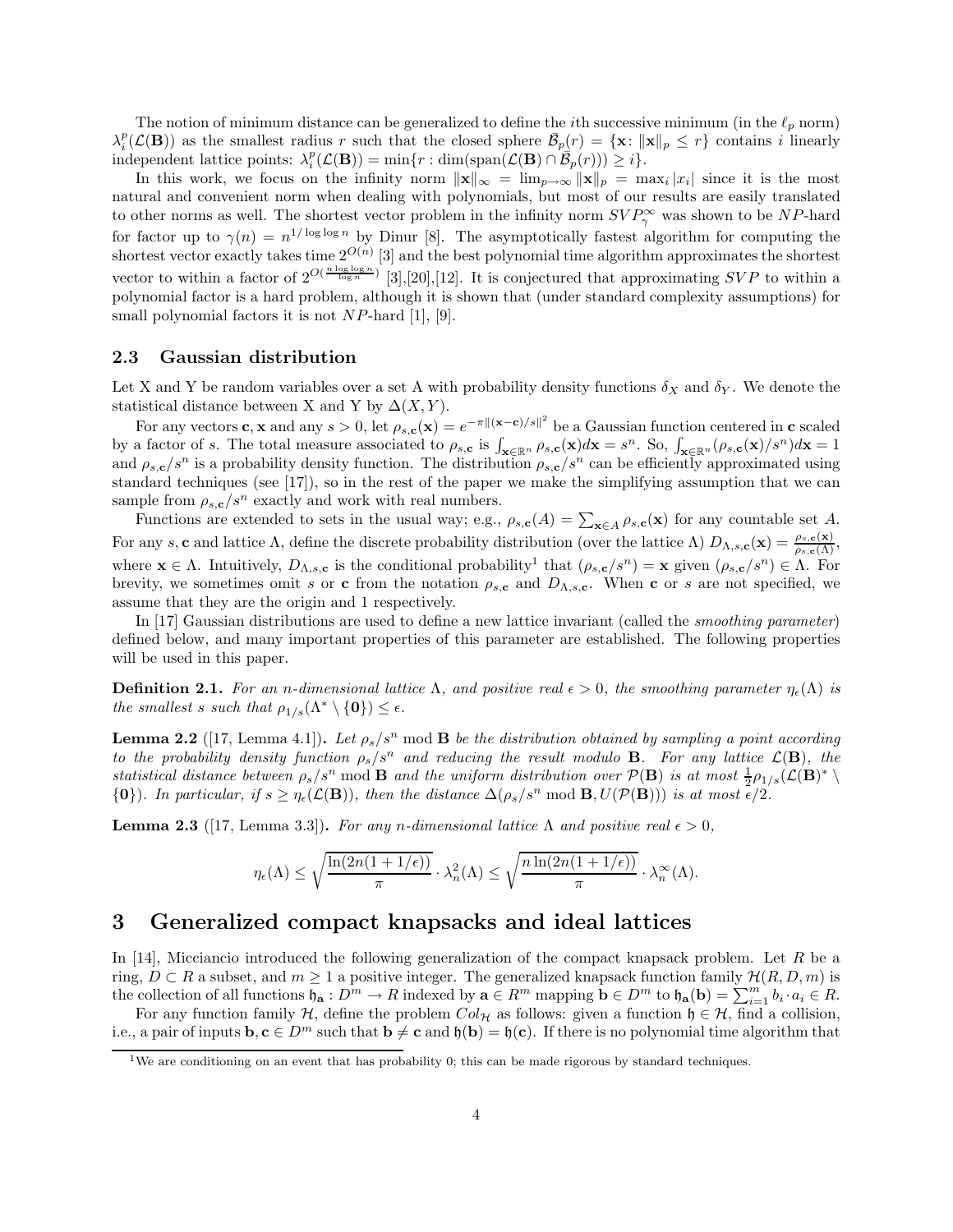The notion of minimum distance can be generalized to define the $i$th successive minimum (in the $\ell_p$ norm) $\lambda_i^p(\mathcal{L}(\mathbf{B}))$ as the smallest radius $r$ such that the closed sphere $\bar{\mathcal{B}}_p(r) = \{\mathbf{x} \colon \|\mathbf{x}\|_p \leq r\}$ contains $i$ linearly independent lattice points: $\lambda_i^p(\mathcal{L}(\mathbf{B})) = \min\{r : \dim(\mathrm{span}(\mathcal{L}(\mathbf{B}) \cap \bar{\mathcal{B}}_p(r))) \geq i\}$.

In this work, we focus on the infinity norm $\|\mathbf{x}\|_\infty = \lim_{p\to\infty} \|\mathbf{x}\|_p = \max_i |x_i|$ since it is the most natural and convenient norm when dealing with polynomials, but most of our results are easily translated to other norms as well. The shortest vector problem in the infinity norm $SVP_\gamma^\infty$ was shown to be $NP$-hard for factor up to $\gamma(n) = n^{1/\log\log n}$ by Dinur [8]. The asymptotically fastest algorithm for computing the shortest vector exactly takes time $2^{O(n)}$ [3] and the best polynomial time algorithm approximates the shortest vector to within a factor of $2^{O(\frac{n \log\log n}{\log n})}$ [3],[20],[12]. It is conjectured that approximating $SVP$ to within a polynomial factor is a hard problem, although it is shown that (under standard complexity assumptions) for small polynomial factors it is not $NP$-hard [1], [9].

### 2.3 Gaussian distribution

Let X and Y be random variables over a set A with probability density functions $\delta_X$ and $\delta_Y$. We denote the statistical distance between X and Y by $\Delta(X, Y)$.

For any vectors $\mathbf{c}, \mathbf{x}$ and any $s > 0$, let $\rho_{s,\mathbf{c}}(\mathbf{x}) = e^{-\pi\|(\mathbf{x}-\mathbf{c})/s\|^2}$ be a Gaussian function centered in $\mathbf{c}$ scaled by a factor of $s$. The total measure associated to $\rho_{s,\mathbf{c}}$ is $\int_{\mathbf{x}\in\mathbb{R}^n} \rho_{s,\mathbf{c}}(\mathbf{x})d\mathbf{x} = s^n$. So, $\int_{\mathbf{x}\in\mathbb{R}^n} (\rho_{s,\mathbf{c}}(\mathbf{x})/s^n)d\mathbf{x} = 1$ and $\rho_{s,\mathbf{c}}/s^n$ is a probability density function. The distribution $\rho_{s,\mathbf{c}}/s^n$ can be efficiently approximated using standard techniques (see [17]), so in the rest of the paper we make the simplifying assumption that we can sample from $\rho_{s,\mathbf{c}}/s^n$ exactly and work with real numbers.

Functions are extended to sets in the usual way; e.g., $\rho_{s,\mathbf{c}}(A) = \sum_{\mathbf{x}\in A} \rho_{s,\mathbf{c}}(\mathbf{x})$ for any countable set $A$. For any $s, \mathbf{c}$ and lattice $\Lambda$, define the discrete probability distribution (over the lattice $\Lambda$) $D_{\Lambda,s,\mathbf{c}}(\mathbf{x}) = \frac{\rho_{s,\mathbf{c}}(\mathbf{x})}{\rho_{s,\mathbf{c}}(\Lambda)}$, where $\mathbf{x} \in \Lambda$. Intuitively, $D_{\Lambda,s,\mathbf{c}}$ is the conditional probability[1] that $(\rho_{s,\mathbf{c}}/s^n) = \mathbf{x}$ given $(\rho_{s,\mathbf{c}}/s^n) \in \Lambda$. For brevity, we sometimes omit $s$ or $\mathbf{c}$ from the notation $\rho_{s,\mathbf{c}}$ and $D_{\Lambda,s,\mathbf{c}}$. When $\mathbf{c}$ or $s$ are not specified, we assume that they are the origin and 1 respectively.

In [17] Gaussian distributions are used to define a new lattice invariant (called the *smoothing parameter*) defined below, and many important properties of this parameter are established. The following properties will be used in this paper.

**Definition 2.1.** *For an $n$-dimensional lattice $\Lambda$, and positive real $\epsilon > 0$, the smoothing parameter $\eta_\epsilon(\Lambda)$ is the smallest $s$ such that $\rho_{1/s}(\Lambda^* \setminus \{\mathbf{0}\}) \leq \epsilon$.*

**Lemma 2.2** ([17, Lemma 4.1])**.** *Let $\rho_s/s^n \bmod \mathbf{B}$ be the distribution obtained by sampling a point according to the probability density function $\rho_s/s^n$ and reducing the result modulo $\mathbf{B}$. For any lattice $\mathcal{L}(\mathbf{B})$, the statistical distance between $\rho_s/s^n \bmod \mathbf{B}$ and the uniform distribution over $\mathcal{P}(\mathbf{B})$ is at most $\frac{1}{2}\rho_{1/s}(\mathcal{L}(\mathbf{B})^* \setminus \{\mathbf{0}\})$. In particular, if $s \geq \eta_\epsilon(\mathcal{L}(\mathbf{B}))$, then the distance $\Delta(\rho_s/s^n \bmod \mathbf{B}, U(\mathcal{P}(\mathbf{B}))$ is at most $\epsilon/2$.*

**Lemma 2.3** ([17, Lemma 3.3])**.** *For any $n$-dimensional lattice $\Lambda$ and positive real $\epsilon > 0$,*

$$\eta_\epsilon(\Lambda) \leq \sqrt{\frac{\ln(2n(1+1/\epsilon))}{\pi}} \cdot \lambda_n^2(\Lambda) \leq \sqrt{\frac{n\ln(2n(1+1/\epsilon))}{\pi}} \cdot \lambda_n^\infty(\Lambda).$$

## 3 Generalized compact knapsacks and ideal lattices

In [14], Micciancio introduced the following generalization of the compact knapsack problem. Let $R$ be a ring, $D \subset R$ a subset, and $m \geq 1$ a positive integer. The generalized knapsack function family $\mathcal{H}(R, D, m)$ is the collection of all functions $\mathfrak{h}_\mathbf{a} : D^m \to R$ indexed by $\mathbf{a} \in R^m$ mapping $\mathbf{b} \in D^m$ to $\mathfrak{h}_\mathbf{a}(\mathbf{b}) = \sum_{i=1}^m b_i \cdot a_i \in R$.

For any function family $\mathcal{H}$, define the problem $Col_\mathcal{H}$ as follows: given a function $\mathfrak{h} \in \mathcal{H}$, find a collision, i.e., a pair of inputs $\mathbf{b}, \mathbf{c} \in D^m$ such that $\mathbf{b} \neq \mathbf{c}$ and $\mathfrak{h}(\mathbf{b}) = \mathfrak{h}(\mathbf{c})$. If there is no polynomial time algorithm that

[1] We are conditioning on an event that has probability 0; this can be made rigorous by standard techniques.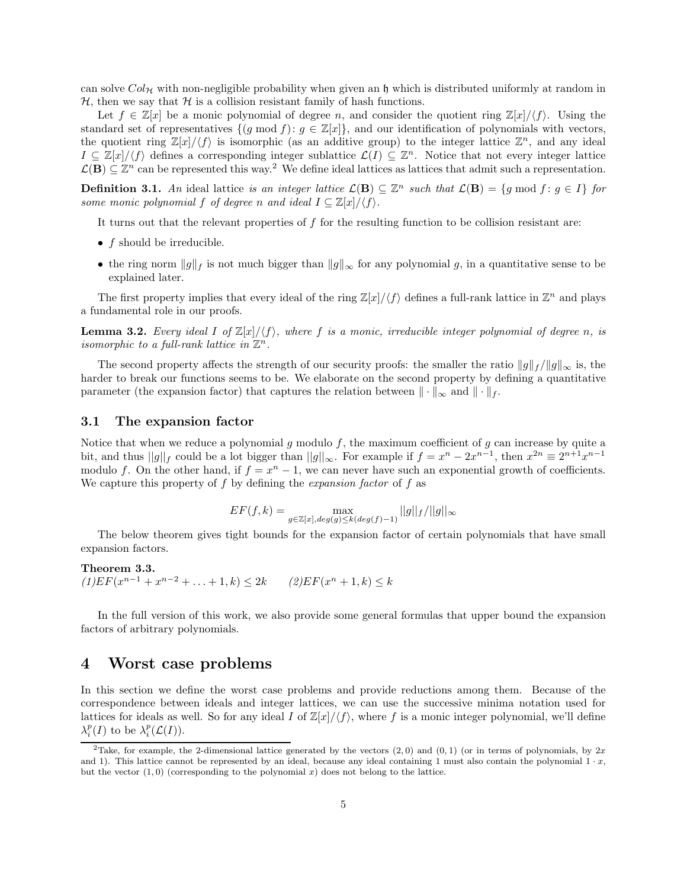can solve $Col_{\mathcal{H}}$ with non-negligible probability when given an $\mathfrak{h}$ which is distributed uniformly at random in $\mathcal{H}$, then we say that $\mathcal{H}$ is a collision resistant family of hash functions.

Let $f \in \mathbb{Z}[x]$ be a monic polynomial of degree $n$, and consider the quotient ring $\mathbb{Z}[x]/\langle f \rangle$. Using the standard set of representatives $\{(g \bmod f) : g \in \mathbb{Z}[x]\}$, and our identification of polynomials with vectors, the quotient ring $\mathbb{Z}[x]/\langle f \rangle$ is isomorphic (as an additive group) to the integer lattice $\mathbb{Z}^n$, and any ideal $I \subseteq \mathbb{Z}[x]/\langle f \rangle$ defines a corresponding integer sublattice $\mathcal{L}(I) \subseteq \mathbb{Z}^n$. Notice that not every integer lattice $\mathcal{L}(\mathbf{B}) \subseteq \mathbb{Z}^n$ can be represented this way.[2] We define ideal lattices as lattices that admit such a representation.

**Definition 3.1.** *An* ideal lattice *is an integer lattice $\mathcal{L}(\mathbf{B}) \subseteq \mathbb{Z}^n$ such that $\mathcal{L}(\mathbf{B}) = \{g \bmod f : g \in I\}$ for some monic polynomial $f$ of degree $n$ and ideal $I \subseteq \mathbb{Z}[x]/\langle f \rangle$.*

It turns out that the relevant properties of $f$ for the resulting function to be collision resistant are:

- $f$ should be irreducible.
- the ring norm $\|g\|_f$ is not much bigger than $\|g\|_\infty$ for any polynomial $g$, in a quantitative sense to be explained later.

The first property implies that every ideal of the ring $\mathbb{Z}[x]/\langle f \rangle$ defines a full-rank lattice in $\mathbb{Z}^n$ and plays a fundamental role in our proofs.

**Lemma 3.2.** *Every ideal $I$ of $\mathbb{Z}[x]/\langle f \rangle$, where $f$ is a monic, irreducible integer polynomial of degree $n$, is isomorphic to a full-rank lattice in $\mathbb{Z}^n$.*

The second property affects the strength of our security proofs: the smaller the ratio $\|g\|_f/\|g\|_\infty$ is, the harder to break our functions seems to be. We elaborate on the second property by defining a quantitative parameter (the expansion factor) that captures the relation between $\|\cdot\|_\infty$ and $\|\cdot\|_f$.

### 3.1 The expansion factor

Notice that when we reduce a polynomial $g$ modulo $f$, the maximum coefficient of $g$ can increase by quite a bit, and thus $||g||_f$ could be a lot bigger than $||g||_\infty$. For example if $f = x^n - 2x^{n-1}$, then $x^{2n} \equiv 2^{n+1}x^{n-1}$ modulo $f$. On the other hand, if $f = x^n - 1$, we can never have such an exponential growth of coefficients. We capture this property of $f$ by defining the *expansion factor* of $f$ as

$$EF(f,k) = \max_{g \in \mathbb{Z}[x], deg(g) \leq k(deg(f)-1)} ||g||_f/||g||_\infty$$

The below theorem gives tight bounds for the expansion factor of certain polynomials that have small expansion factors.

**Theorem 3.3.**
*(1)$EF(x^{n-1} + x^{n-2} + \ldots + 1, k) \leq 2k$ $\qquad$ (2)$EF(x^n + 1, k) \leq k$*

In the full version of this work, we also provide some general formulas that upper bound the expansion factors of arbitrary polynomials.

## 4 Worst case problems

In this section we define the worst case problems and provide reductions among them. Because of the correspondence between ideals and integer lattices, we can use the successive minima notation used for lattices for ideals as well. So for any ideal $I$ of $\mathbb{Z}[x]/\langle f \rangle$, where $f$ is a monic integer polynomial, we'll define $\lambda_i^p(I)$ to be $\lambda_i^p(\mathcal{L}(I))$.

---

[2] Take, for example, the 2-dimensional lattice generated by the vectors $(2, 0)$ and $(0, 1)$ (or in terms of polynomials, by $2x$ and 1). This lattice cannot be represented by an ideal, because any ideal containing 1 must also contain the polynomial $1 \cdot x$, but the vector $(1, 0)$ (corresponding to the polynomial $x$) does not belong to the lattice.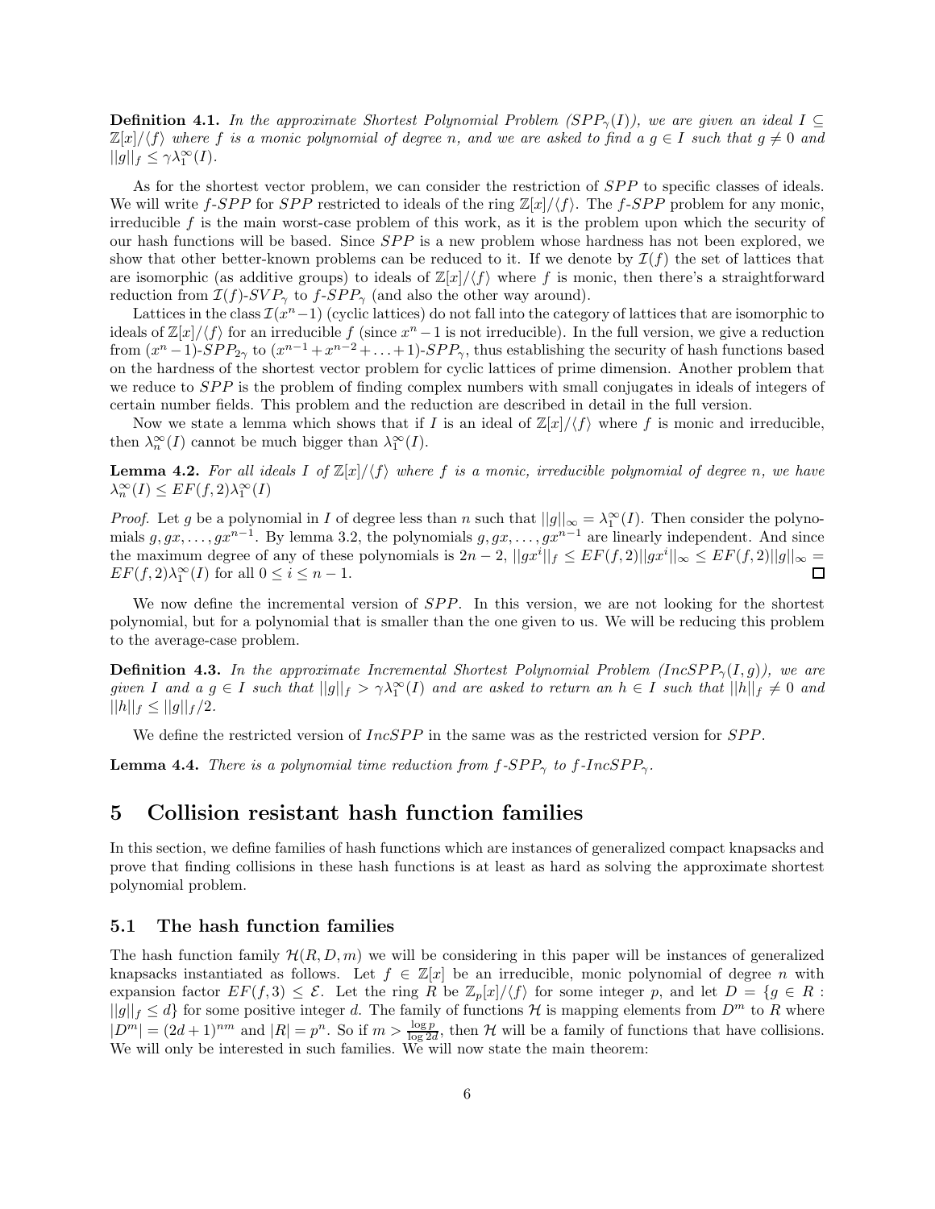**Definition 4.1.** *In the approximate Shortest Polynomial Problem ($SPP_\gamma(I)$), we are given an ideal $I \subseteq \mathbb{Z}[x]/\langle f\rangle$ where $f$ is a monic polynomial of degree $n$, and we are asked to find a $g \in I$ such that $g \neq 0$ and $||g||_f \leq \gamma\lambda_1^\infty(I)$.*

As for the shortest vector problem, we can consider the restriction of $SPP$ to specific classes of ideals. We will write $f$-$SPP$ for $SPP$ restricted to ideals of the ring $\mathbb{Z}[x]/\langle f\rangle$. The $f$-$SPP$ problem for any monic, irreducible $f$ is the main worst-case problem of this work, as it is the problem upon which the security of our hash functions will be based. Since $SPP$ is a new problem whose hardness has not been explored, we show that other better-known problems can be reduced to it. If we denote by $\mathcal{I}(f)$ the set of lattices that are isomorphic (as additive groups) to ideals of $\mathbb{Z}[x]/\langle f\rangle$ where $f$ is monic, then there's a straightforward reduction from $\mathcal{I}(f)$-$SVP_\gamma$ to $f$-$SPP_\gamma$ (and also the other way around).

Lattices in the class $\mathcal{I}(x^n-1)$ (cyclic lattices) do not fall into the category of lattices that are isomorphic to ideals of $\mathbb{Z}[x]/\langle f\rangle$ for an irreducible $f$ (since $x^n-1$ is not irreducible). In the full version, we give a reduction from $(x^n-1)$-$SPP_{2\gamma}$ to $(x^{n-1}+x^{n-2}+\ldots+1)$-$SPP_\gamma$, thus establishing the security of hash functions based on the hardness of the shortest vector problem for cyclic lattices of prime dimension. Another problem that we reduce to $SPP$ is the problem of finding complex numbers with small conjugates in ideals of integers of certain number fields. This problem and the reduction are described in detail in the full version.

Now we state a lemma which shows that if $I$ is an ideal of $\mathbb{Z}[x]/\langle f\rangle$ where $f$ is monic and irreducible, then $\lambda_n^\infty(I)$ cannot be much bigger than $\lambda_1^\infty(I)$.

**Lemma 4.2.** *For all ideals $I$ of $\mathbb{Z}[x]/\langle f\rangle$ where $f$ is a monic, irreducible polynomial of degree $n$, we have $\lambda_n^\infty(I) \leq EF(f,2)\lambda_1^\infty(I)$*

*Proof.* Let $g$ be a polynomial in $I$ of degree less than $n$ such that $||g||_\infty = \lambda_1^\infty(I)$. Then consider the polynomials $g, gx, \ldots, gx^{n-1}$. By lemma 3.2, the polynomials $g, gx, \ldots, gx^{n-1}$ are linearly independent. And since the maximum degree of any of these polynomials is $2n-2$, $||gx^i||_f \leq EF(f,2)||gx^i||_\infty \leq EF(f,2)||g||_\infty = EF(f,2)\lambda_1^\infty(I)$ for all $0 \leq i \leq n-1$. □

We now define the incremental version of $SPP$. In this version, we are not looking for the shortest polynomial, but for a polynomial that is smaller than the one given to us. We will be reducing this problem to the average-case problem.

**Definition 4.3.** *In the approximate Incremental Shortest Polynomial Problem ($IncSPP_\gamma(I,g)$), we are given $I$ and a $g \in I$ such that $||g||_f > \gamma\lambda_1^\infty(I)$ and are asked to return an $h \in I$ such that $||h||_f \neq 0$ and $||h||_f \leq ||g||_f/2$.*

We define the restricted version of $IncSPP$ in the same was as the restricted version for $SPP$.

**Lemma 4.4.** *There is a polynomial time reduction from $f$-$SPP_\gamma$ to $f$-$IncSPP_\gamma$.*

# 5 Collision resistant hash function families

In this section, we define families of hash functions which are instances of generalized compact knapsacks and prove that finding collisions in these hash functions is at least as hard as solving the approximate shortest polynomial problem.

## 5.1 The hash function families

The hash function family $\mathcal{H}(R,D,m)$ we will be considering in this paper will be instances of generalized knapsacks instantiated as follows. Let $f \in \mathbb{Z}[x]$ be an irreducible, monic polynomial of degree $n$ with expansion factor $EF(f,3) \leq \mathcal{E}$. Let the ring $R$ be $\mathbb{Z}_p[x]/\langle f\rangle$ for some integer $p$, and let $D = \{g \in R : ||g||_f \leq d\}$ for some positive integer $d$. The family of functions $\mathcal{H}$ is mapping elements from $D^m$ to $R$ where $|D^m| = (2d+1)^{nm}$ and $|R| = p^n$. So if $m > \frac{\log p}{\log 2d}$, then $\mathcal{H}$ will be a family of functions that have collisions. We will only be interested in such families. We will now state the main theorem: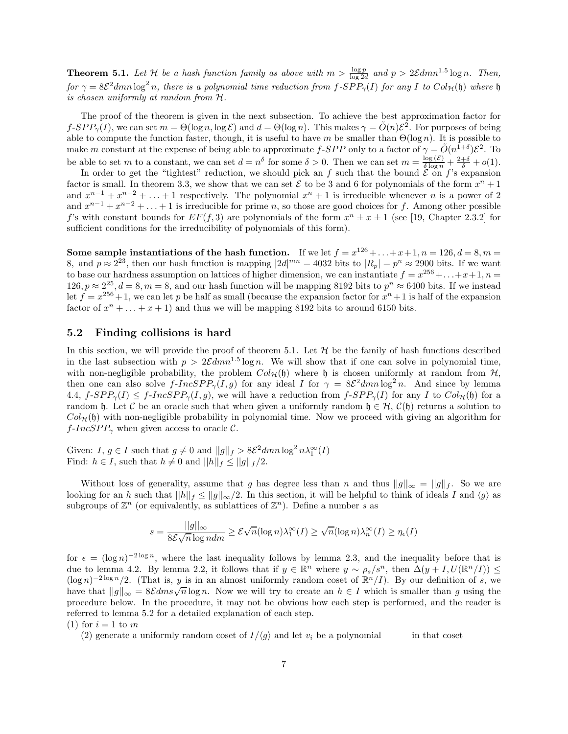**Theorem 5.1.** *Let $\mathcal{H}$ be a hash function family as above with $m > \frac{\log p}{\log 2d}$ and $p > 2\mathcal{E}dmn^{1.5}\log n$. Then, for $\gamma = 8\mathcal{E}^2 dmn\log^2 n$, there is a polynomial time reduction from $f$-$SPP_\gamma(I)$ for any $I$ to $Col_{\mathcal{H}}(\mathfrak{h})$ where $\mathfrak{h}$ is chosen uniformly at random from $\mathcal{H}$.*

The proof of the theorem is given in the next subsection. To achieve the best approximation factor for $f$-$SPP_\gamma(I)$, we can set $m = \Theta(\log n, \log \mathcal{E})$ and $d = \Theta(\log n)$. This makes $\gamma = \tilde{O}(n)\mathcal{E}^2$. For purposes of being able to compute the function faster, though, it is useful to have $m$ be smaller than $\Theta(\log n)$. It is possible to make $m$ constant at the expense of being able to approximate $f$-$SPP$ only to a factor of $\gamma = \tilde{O}(n^{1+\delta})\mathcal{E}^2$. To be able to set $m$ to a constant, we can set $d = n^\delta$ for some $\delta > 0$. Then we can set $m = \frac{\log(\mathcal{E})}{\delta \log n} + \frac{2+\delta}{\delta} + o(1)$.

In order to get the "tightest" reduction, we should pick an $f$ such that the bound $\mathcal{E}$ on $f$'s expansion factor is small. In theorem 3.3, we show that we can set $\mathcal{E}$ to be 3 and 6 for polynomials of the form $x^n + 1$ and $x^{n-1} + x^{n-2} + \ldots + 1$ respectively. The polynomial $x^n + 1$ is irreducible whenever $n$ is a power of 2 and $x^{n-1} + x^{n-2} + \ldots + 1$ is irreducible for prime $n$, so those are good choices for $f$. Among other possible $f$'s with constant bounds for $EF(f, 3)$ are polynomials of the form $x^n \pm x \pm 1$ (see [19, Chapter 2.3.2] for sufficient conditions for the irreducibility of polynomials of this form).

**Some sample instantiations of the hash function.** If we let $f = x^{126} + \ldots + x + 1, n = 126, d = 8, m = 8$, and $p \approx 2^{23}$, then our hash function is mapping $|2d|^{mn} = 4032$ bits to $|R_p| = p^n \approx 2900$ bits. If we want to base our hardness assumption on lattices of higher dimension, we can instantiate $f = x^{256} + \ldots + x + 1, n = 126, p \approx 2^{25}, d = 8, m = 8$, and our hash function will be mapping 8192 bits to $p^n \approx 6400$ bits. If we instead let $f = x^{256} + 1$, we can let $p$ be half as small (because the expansion factor for $x^n + 1$ is half of the expansion factor of $x^n + \ldots + x + 1$) and thus we will be mapping 8192 bits to around 6150 bits.

## 5.2 Finding collisions is hard

In this section, we will provide the proof of theorem 5.1. Let $\mathcal{H}$ be the family of hash functions described in the last subsection with $p > 2\mathcal{E}dmn^{1.5}\log n$. We will show that if one can solve in polynomial time, with non-negligible probability, the problem $Col_{\mathcal{H}}(\mathfrak{h})$ where $\mathfrak{h}$ is chosen uniformly at random from $\mathcal{H}$, then one can also solve $f$-$IncSPP_\gamma(I, g)$ for any ideal $I$ for $\gamma = 8\mathcal{E}^2 dmn\log^2 n$. And since by lemma 4.4, $f$-$SPP_\gamma(I) \leq f$-$IncSPP_\gamma(I, g)$, we will have a reduction from $f$-$SPP_\gamma(I)$ for any $I$ to $Col_{\mathcal{H}}(\mathfrak{h})$ for a random $\mathfrak{h}$. Let $\mathcal{C}$ be an oracle such that when given a uniformly random $\mathfrak{h} \in \mathcal{H}$, $\mathcal{C}(\mathfrak{h})$ returns a solution to $Col_{\mathcal{H}}(\mathfrak{h})$ with non-negligible probability in polynomial time. Now we proceed with giving an algorithm for $f$-$IncSPP_\gamma$ when given access to oracle $\mathcal{C}$.

Given: $I$, $g \in I$ such that $g \neq 0$ and $||g||_f > 8\mathcal{E}^2 dmn\log^2 n\lambda_1^\infty(I)$
Find: $h \in I$, such that $h \neq 0$ and $||h||_f \leq ||g||_f/2$.

Without loss of generality, assume that $g$ has degree less than $n$ and thus $||g||_\infty = ||g||_f$. So we are looking for an $h$ such that $||h||_f \leq ||g||_\infty/2$. In this section, it will be helpful to think of ideals $I$ and $\langle g \rangle$ as subgroups of $\mathbb{Z}^n$ (or equivalently, as sublattices of $\mathbb{Z}^n$). Define a number $s$ as

$$s = \frac{||g||_\infty}{8\mathcal{E}\sqrt{n}\log ndm} \geq \mathcal{E}\sqrt{n}(\log n)\lambda_1^\infty(I) \geq \sqrt{n}(\log n)\lambda_n^\infty(I) \geq \eta_\epsilon(I)$$

for $\epsilon = (\log n)^{-2\log n}$, where the last inequality follows by lemma 2.3, and the inequality before that is due to lemma 4.2. By lemma 2.2, it follows that if $y \in \mathbb{R}^n$ where $y \sim \rho_s/s^n$, then $\Delta(y + I, U(\mathbb{R}^n/I)) \leq (\log n)^{-2\log n}/2$. (That is, $y$ is in an almost uniformly random coset of $\mathbb{R}^n/I$). By our definition of $s$, we have that $||g||_\infty = 8\mathcal{E}dms\sqrt{n}\log n$. Now we will try to create an $h \in I$ which is smaller than $g$ using the procedure below. In the procedure, it may not be obvious how each step is performed, and the reader is referred to lemma 5.2 for a detailed explanation of each step.

(1) for $i = 1$ to $m$

(2) generate a uniformly random coset of $I/\langle g \rangle$ and let $v_i$ be a polynomial in that coset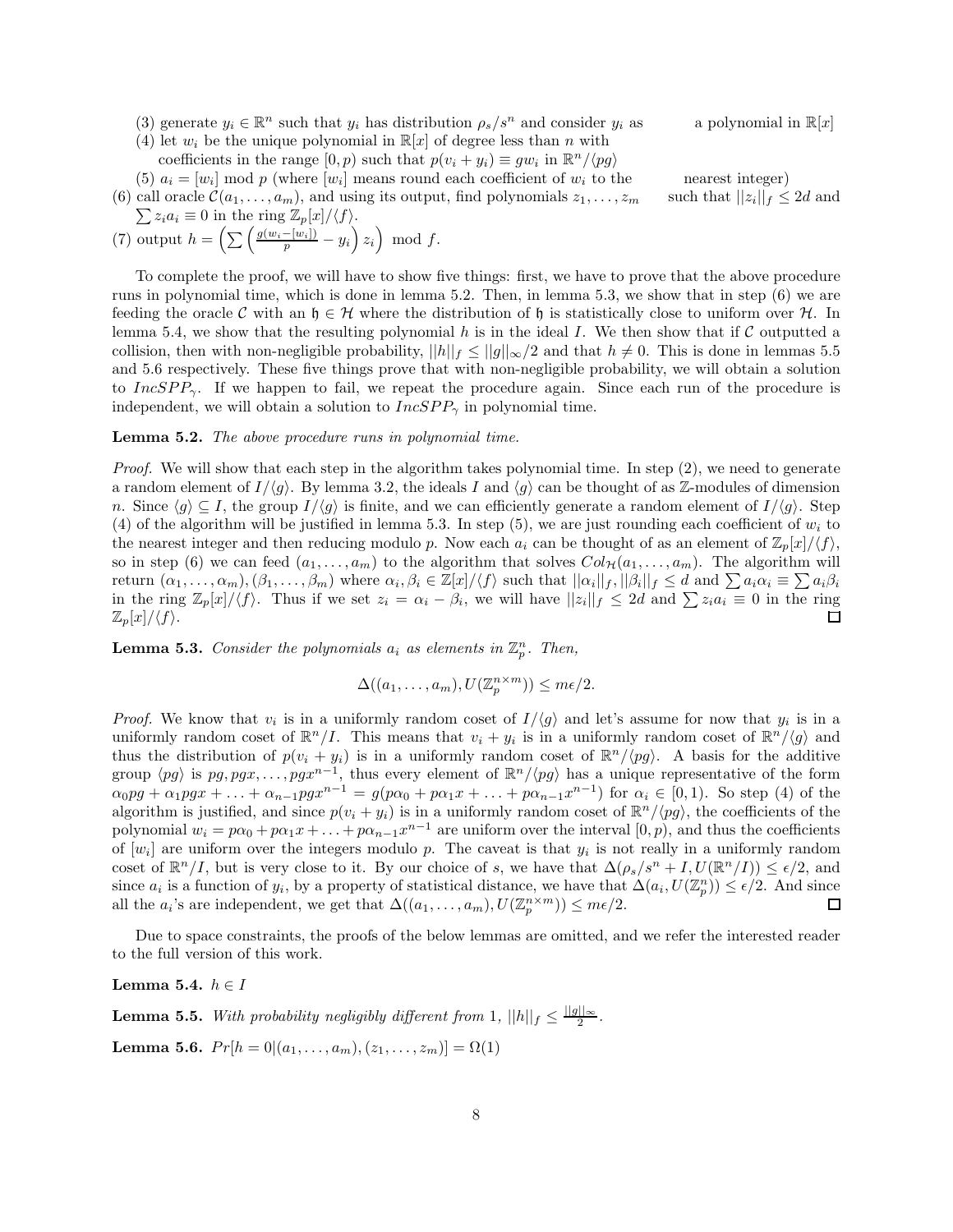(3) generate $y_i \in \mathbb{R}^n$ such that $y_i$ has distribution $\rho_s/s^n$ and consider $y_i$ as a polynomial in $\mathbb{R}[x]$

(4) let $w_i$ be the unique polynomial in $\mathbb{R}[x]$ of degree less than $n$ with coefficients in the range $[0, p)$ such that $p(v_i + y_i) \equiv gw_i$ in $\mathbb{R}^n/\langle pg \rangle$

(5) $a_i = [w_i] \bmod p$ (where $[w_i]$ means round each coefficient of $w_i$ to the nearest integer)

(6) call oracle $\mathcal{C}(a_1, \ldots, a_m)$, and using its output, find polynomials $z_1, \ldots, z_m$ such that $||z_i||_f \leq 2d$ and $\sum z_i a_i \equiv 0$ in the ring $\mathbb{Z}_p[x]/\langle f \rangle$.

(7) output $h = \left( \sum \left( \frac{g(w_i - [w_i])}{p} - y_i \right) z_i \right) \bmod f$.

To complete the proof, we will have to show five things: first, we have to prove that the above procedure runs in polynomial time, which is done in lemma 5.2. Then, in lemma 5.3, we show that in step (6) we are feeding the oracle $\mathcal{C}$ with an $\mathfrak{h} \in \mathcal{H}$ where the distribution of $\mathfrak{h}$ is statistically close to uniform over $\mathcal{H}$. In lemma 5.4, we show that the resulting polynomial $h$ is in the ideal $I$. We then show that if $\mathcal{C}$ outputted a collision, then with non-negligible probability, $||h||_f \leq ||g||_\infty/2$ and that $h \neq 0$. This is done in lemmas 5.5 and 5.6 respectively. These five things prove that with non-negligible probability, we will obtain a solution to $IncSPP_\gamma$. If we happen to fail, we repeat the procedure again. Since each run of the procedure is independent, we will obtain a solution to $IncSPP_\gamma$ in polynomial time.

**Lemma 5.2.** *The above procedure runs in polynomial time.*

*Proof.* We will show that each step in the algorithm takes polynomial time. In step (2), we need to generate a random element of $I/\langle g \rangle$. By lemma 3.2, the ideals $I$ and $\langle g \rangle$ can be thought of as $\mathbb{Z}$-modules of dimension $n$. Since $\langle g \rangle \subseteq I$, the group $I/\langle g \rangle$ is finite, and we can efficiently generate a random element of $I/\langle g \rangle$. Step (4) of the algorithm will be justified in lemma 5.3. In step (5), we are just rounding each coefficient of $w_i$ to the nearest integer and then reducing modulo $p$. Now each $a_i$ can be thought of as an element of $\mathbb{Z}_p[x]/\langle f \rangle$, so in step (6) we can feed $(a_1, \ldots, a_m)$ to the algorithm that solves $Col_{\mathcal{H}}(a_1, \ldots, a_m)$. The algorithm will return $(\alpha_1, \ldots, \alpha_m), (\beta_1, \ldots, \beta_m)$ where $\alpha_i, \beta_i \in \mathbb{Z}[x]/\langle f \rangle$ such that $||\alpha_i||_f, ||\beta_i||_f \leq d$ and $\sum a_i \alpha_i \equiv \sum a_i \beta_i$ in the ring $\mathbb{Z}_p[x]/\langle f \rangle$. Thus if we set $z_i = \alpha_i - \beta_i$, we will have $||z_i||_f \leq 2d$ and $\sum z_i a_i \equiv 0$ in the ring $\mathbb{Z}_p[x]/\langle f \rangle$. □

**Lemma 5.3.** *Consider the polynomials $a_i$ as elements in $\mathbb{Z}_p^n$. Then,*

$$\Delta((a_1, \ldots, a_m), U(\mathbb{Z}_p^{n \times m})) \leq m\epsilon/2.$$

*Proof.* We know that $v_i$ is in a uniformly random coset of $I/\langle g \rangle$ and let's assume for now that $y_i$ is in a uniformly random coset of $\mathbb{R}^n/I$. This means that $v_i + y_i$ is in a uniformly random coset of $\mathbb{R}^n/\langle g \rangle$ and thus the distribution of $p(v_i + y_i)$ is in a uniformly random coset of $\mathbb{R}^n/\langle pg \rangle$. A basis for the additive group $\langle pg \rangle$ is $pg, pgx, \ldots, pgx^{n-1}$, thus every element of $\mathbb{R}^n/\langle pg \rangle$ has a unique representative of the form $\alpha_0 pg + \alpha_1 pgx + \ldots + \alpha_{n-1} pgx^{n-1} = g(p\alpha_0 + p\alpha_1 x + \ldots + p\alpha_{n-1} x^{n-1})$ for $\alpha_i \in [0, 1)$. So step (4) of the algorithm is justified, and since $p(v_i + y_i)$ is in a uniformly random coset of $\mathbb{R}^n/\langle pg \rangle$, the coefficients of the polynomial $w_i = p\alpha_0 + p\alpha_1 x + \ldots + p\alpha_{n-1} x^{n-1}$ are uniform over the interval $[0, p)$, and thus the coefficients of $[w_i]$ are uniform over the integers modulo $p$. The caveat is that $y_i$ is not really in a uniformly random coset of $\mathbb{R}^n/I$, but is very close to it. By our choice of $s$, we have that $\Delta(\rho_s/s^n + I, U(\mathbb{R}^n/I)) \leq \epsilon/2$, and since $a_i$ is a function of $y_i$, by a property of statistical distance, we have that $\Delta(a_i, U(\mathbb{Z}_p^n)) \leq \epsilon/2$. And since all the $a_i$'s are independent, we get that $\Delta((a_1, \ldots, a_m), U(\mathbb{Z}_p^{n \times m})) \leq m\epsilon/2$. □

Due to space constraints, the proofs of the below lemmas are omitted, and we refer the interested reader to the full version of this work.

**Lemma 5.4.** $h \in I$

**Lemma 5.5.** *With probability negligibly different from 1, $||h||_f \leq \frac{||g||_\infty}{2}$.*

**Lemma 5.6.** $Pr[h = 0 | (a_1, \ldots, a_m), (z_1, \ldots, z_m)] = \Omega(1)$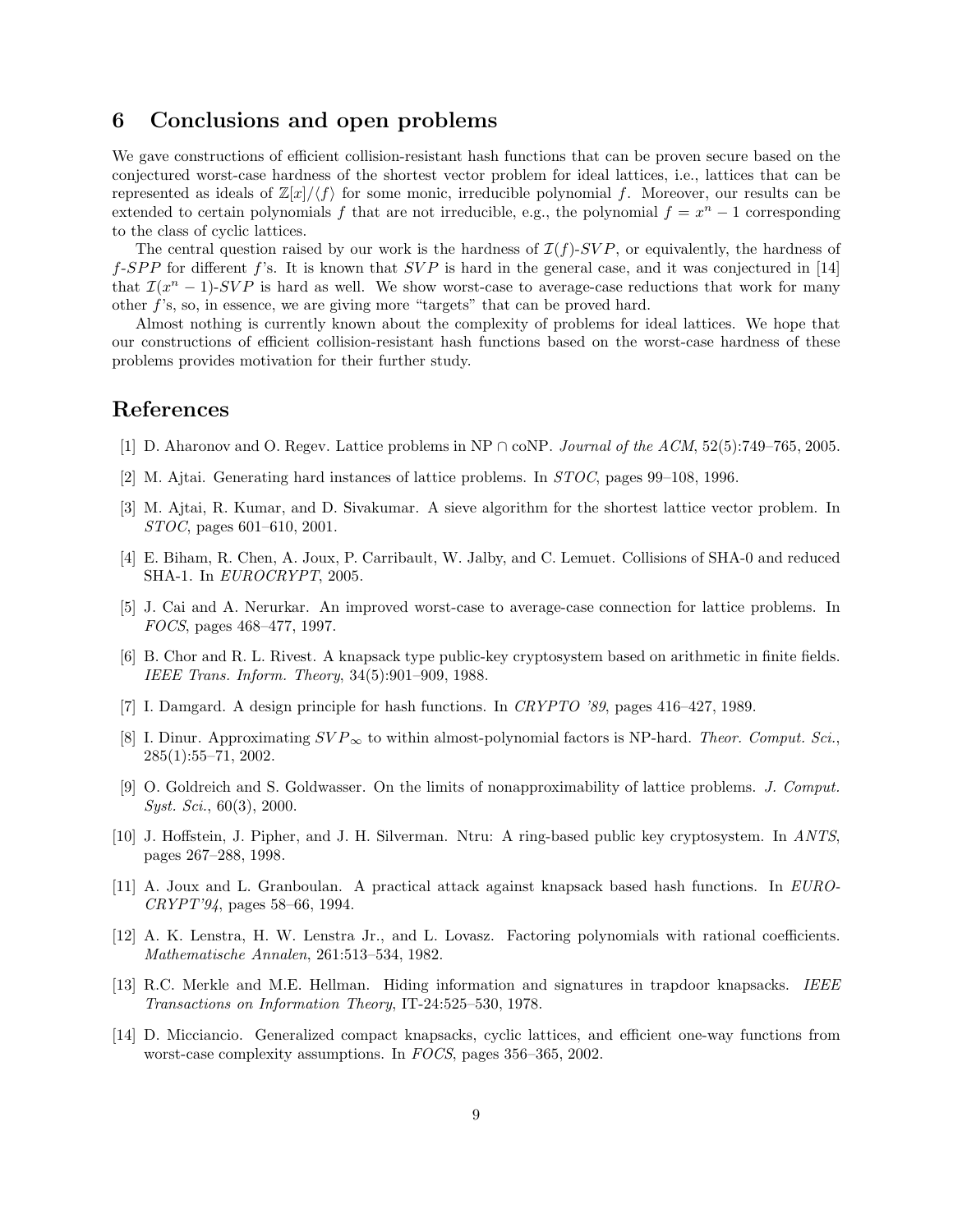## 6 Conclusions and open problems

We gave constructions of efficient collision-resistant hash functions that can be proven secure based on the conjectured worst-case hardness of the shortest vector problem for ideal lattices, i.e., lattices that can be represented as ideals of $\mathbb{Z}[x]/\langle f \rangle$ for some monic, irreducible polynomial $f$. Moreover, our results can be extended to certain polynomials $f$ that are not irreducible, e.g., the polynomial $f = x^n - 1$ corresponding to the class of cyclic lattices.

The central question raised by our work is the hardness of $\mathcal{I}(f)$-$SVP$, or equivalently, the hardness of $f$-$SPP$ for different $f$'s. It is known that $SVP$ is hard in the general case, and it was conjectured in [14] that $\mathcal{I}(x^n - 1)$-$SVP$ is hard as well. We show worst-case to average-case reductions that work for many other $f$'s, so, in essence, we are giving more "targets" that can be proved hard.

Almost nothing is currently known about the complexity of problems for ideal lattices. We hope that our constructions of efficient collision-resistant hash functions based on the worst-case hardness of these problems provides motivation for their further study.

## References

[1] D. Aharonov and O. Regev. Lattice problems in NP $\cap$ coNP. *Journal of the ACM*, 52(5):749–765, 2005.

[2] M. Ajtai. Generating hard instances of lattice problems. In *STOC*, pages 99–108, 1996.

[3] M. Ajtai, R. Kumar, and D. Sivakumar. A sieve algorithm for the shortest lattice vector problem. In *STOC*, pages 601–610, 2001.

[4] E. Biham, R. Chen, A. Joux, P. Carribault, W. Jalby, and C. Lemuet. Collisions of SHA-0 and reduced SHA-1. In *EUROCRYPT*, 2005.

[5] J. Cai and A. Nerurkar. An improved worst-case to average-case connection for lattice problems. In *FOCS*, pages 468–477, 1997.

[6] B. Chor and R. L. Rivest. A knapsack type public-key cryptosystem based on arithmetic in finite fields. *IEEE Trans. Inform. Theory*, 34(5):901–909, 1988.

[7] I. Damgard. A design principle for hash functions. In *CRYPTO '89*, pages 416–427, 1989.

[8] I. Dinur. Approximating $SVP_\infty$ to within almost-polynomial factors is NP-hard. *Theor. Comput. Sci.*, 285(1):55–71, 2002.

[9] O. Goldreich and S. Goldwasser. On the limits of nonapproximability of lattice problems. *J. Comput. Syst. Sci.*, 60(3), 2000.

[10] J. Hoffstein, J. Pipher, and J. H. Silverman. Ntru: A ring-based public key cryptosystem. In *ANTS*, pages 267–288, 1998.

[11] A. Joux and L. Granboulan. A practical attack against knapsack based hash functions. In *EUROCRYPT'94*, pages 58–66, 1994.

[12] A. K. Lenstra, H. W. Lenstra Jr., and L. Lovasz. Factoring polynomials with rational coefficients. *Mathematische Annalen*, 261:513–534, 1982.

[13] R.C. Merkle and M.E. Hellman. Hiding information and signatures in trapdoor knapsacks. *IEEE Transactions on Information Theory*, IT-24:525–530, 1978.

[14] D. Micciancio. Generalized compact knapsacks, cyclic lattices, and efficient one-way functions from worst-case complexity assumptions. In *FOCS*, pages 356–365, 2002.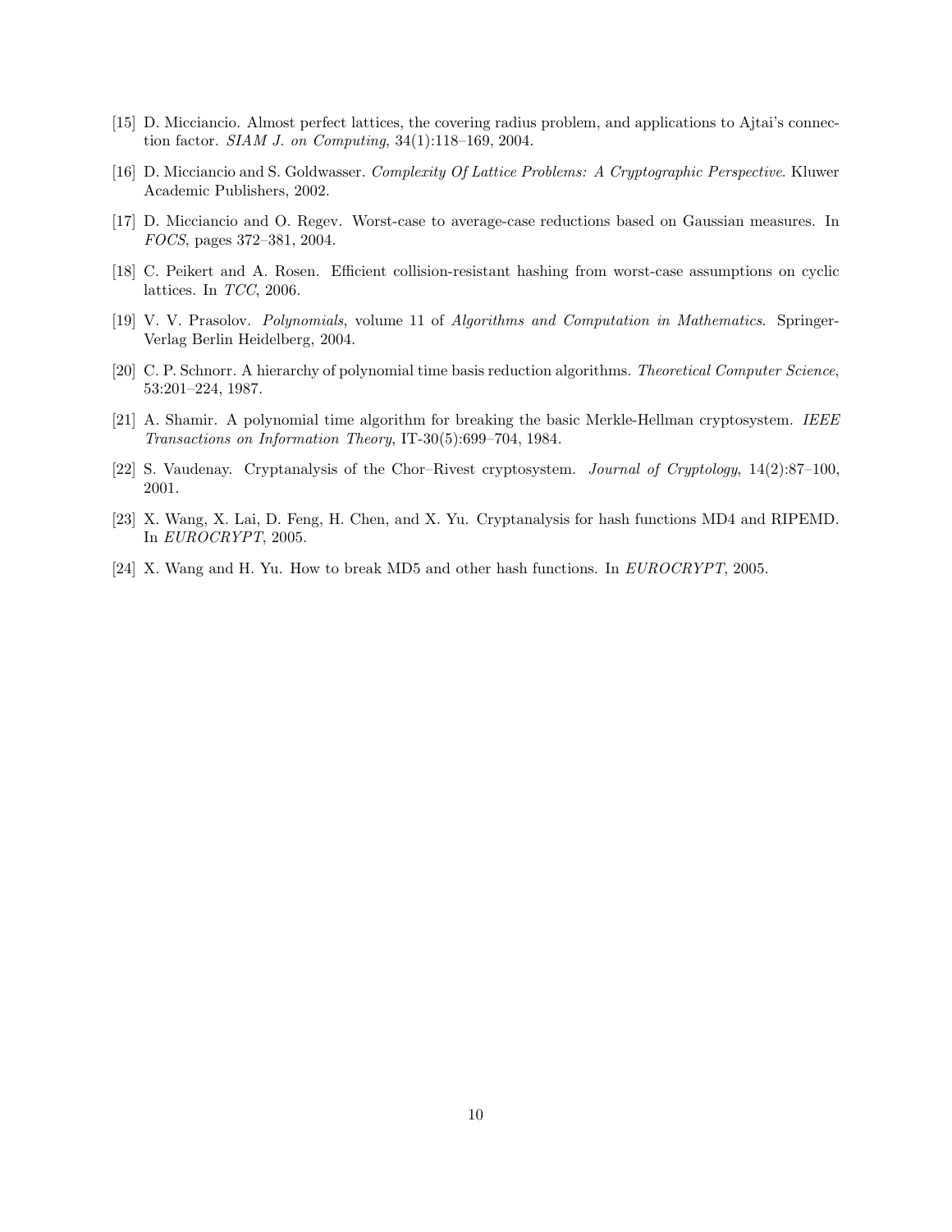[15] D. Micciancio. Almost perfect lattices, the covering radius problem, and applications to Ajtai's connection factor. *SIAM J. on Computing*, 34(1):118–169, 2004.

[16] D. Micciancio and S. Goldwasser. *Complexity Of Lattice Problems: A Cryptographic Perspective*. Kluwer Academic Publishers, 2002.

[17] D. Micciancio and O. Regev. Worst-case to average-case reductions based on Gaussian measures. In *FOCS*, pages 372–381, 2004.

[18] C. Peikert and A. Rosen. Efficient collision-resistant hashing from worst-case assumptions on cyclic lattices. In *TCC*, 2006.

[19] V. V. Prasolov. *Polynomials*, volume 11 of *Algorithms and Computation in Mathematics*. Springer-Verlag Berlin Heidelberg, 2004.

[20] C. P. Schnorr. A hierarchy of polynomial time basis reduction algorithms. *Theoretical Computer Science*, 53:201–224, 1987.

[21] A. Shamir. A polynomial time algorithm for breaking the basic Merkle-Hellman cryptosystem. *IEEE Transactions on Information Theory*, IT-30(5):699–704, 1984.

[22] S. Vaudenay. Cryptanalysis of the Chor–Rivest cryptosystem. *Journal of Cryptology*, 14(2):87–100, 2001.

[23] X. Wang, X. Lai, D. Feng, H. Chen, and X. Yu. Cryptanalysis for hash functions MD4 and RIPEMD. In *EUROCRYPT*, 2005.

[24] X. Wang and H. Yu. How to break MD5 and other hash functions. In *EUROCRYPT*, 2005.